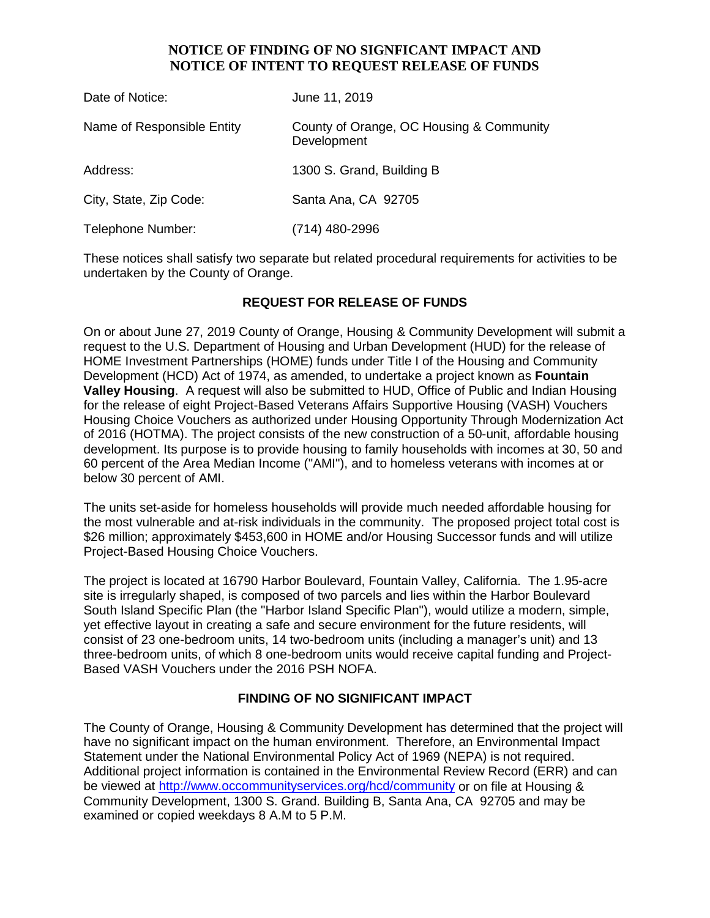# NOTICE OF FINDING OF NO SIGNFICANT IMPACT AND NOTICE OF INTENT TO REQUEST RELEASE OF FUNDS

| | |
|---|---|
| Date of Notice: | June 11, 2019 |
| Name of Responsible Entity | County of Orange, OC Housing & Community Development |
| Address: | 1300 S. Grand, Building B |
| City, State, Zip Code: | Santa Ana, CA 92705 |
| Telephone Number: | (714) 480-2996 |

These notices shall satisfy two separate but related procedural requirements for activities to be undertaken by the County of Orange.

## REQUEST FOR RELEASE OF FUNDS

On or about June 27, 2019 County of Orange, Housing & Community Development will submit a request to the U.S. Department of Housing and Urban Development (HUD) for the release of HOME Investment Partnerships (HOME) funds under Title I of the Housing and Community Development (HCD) Act of 1974, as amended, to undertake a project known as **Fountain Valley Housing**. A request will also be submitted to HUD, Office of Public and Indian Housing for the release of eight Project-Based Veterans Affairs Supportive Housing (VASH) Vouchers Housing Choice Vouchers as authorized under Housing Opportunity Through Modernization Act of 2016 (HOTMA). The project consists of the new construction of a 50-unit, affordable housing development. Its purpose is to provide housing to family households with incomes at 30, 50 and 60 percent of the Area Median Income ("AMI"), and to homeless veterans with incomes at or below 30 percent of AMI.

The units set-aside for homeless households will provide much needed affordable housing for the most vulnerable and at-risk individuals in the community. The proposed project total cost is $26 million; approximately $453,600 in HOME and/or Housing Successor funds and will utilize Project-Based Housing Choice Vouchers.

The project is located at 16790 Harbor Boulevard, Fountain Valley, California. The 1.95-acre site is irregularly shaped, is composed of two parcels and lies within the Harbor Boulevard South Island Specific Plan (the "Harbor Island Specific Plan"), would utilize a modern, simple, yet effective layout in creating a safe and secure environment for the future residents, will consist of 23 one-bedroom units, 14 two-bedroom units (including a manager's unit) and 13 three-bedroom units, of which 8 one-bedroom units would receive capital funding and Project-Based VASH Vouchers under the 2016 PSH NOFA.

## FINDING OF NO SIGNIFICANT IMPACT

The County of Orange, Housing & Community Development has determined that the project will have no significant impact on the human environment. Therefore, an Environmental Impact Statement under the National Environmental Policy Act of 1969 (NEPA) is not required. Additional project information is contained in the Environmental Review Record (ERR) and can be viewed at http://www.occommunityservices.org/hcd/community or on file at Housing & Community Development, 1300 S. Grand. Building B, Santa Ana, CA 92705 and may be examined or copied weekdays 8 A.M to 5 P.M.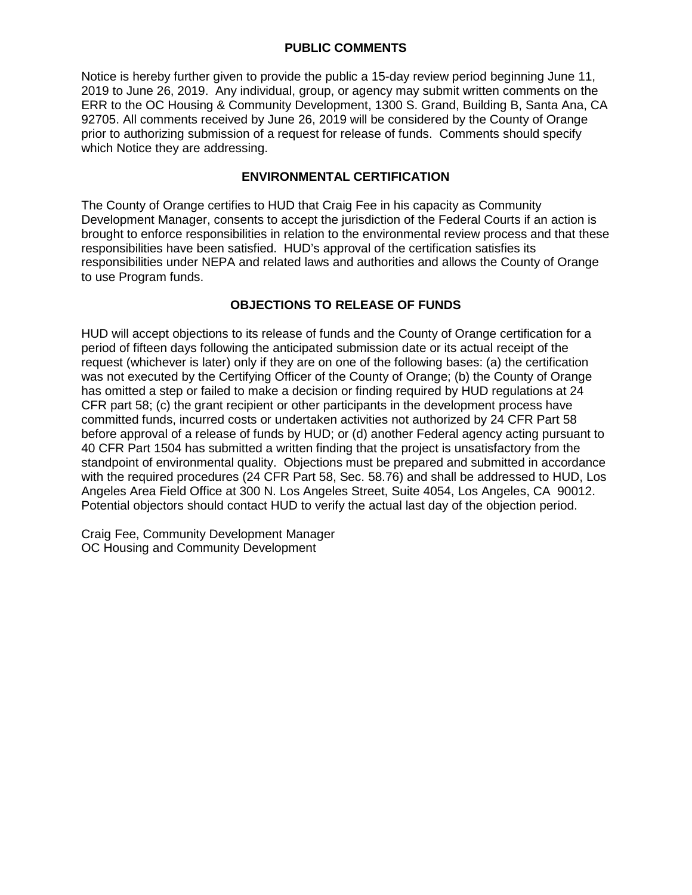## PUBLIC COMMENTS

Notice is hereby further given to provide the public a 15-day review period beginning June 11, 2019 to June 26, 2019. Any individual, group, or agency may submit written comments on the ERR to the OC Housing & Community Development, 1300 S. Grand, Building B, Santa Ana, CA 92705. All comments received by June 26, 2019 will be considered by the County of Orange prior to authorizing submission of a request for release of funds. Comments should specify which Notice they are addressing.

## ENVIRONMENTAL CERTIFICATION

The County of Orange certifies to HUD that Craig Fee in his capacity as Community Development Manager, consents to accept the jurisdiction of the Federal Courts if an action is brought to enforce responsibilities in relation to the environmental review process and that these responsibilities have been satisfied. HUD's approval of the certification satisfies its responsibilities under NEPA and related laws and authorities and allows the County of Orange to use Program funds.

## OBJECTIONS TO RELEASE OF FUNDS

HUD will accept objections to its release of funds and the County of Orange certification for a period of fifteen days following the anticipated submission date or its actual receipt of the request (whichever is later) only if they are on one of the following bases: (a) the certification was not executed by the Certifying Officer of the County of Orange; (b) the County of Orange has omitted a step or failed to make a decision or finding required by HUD regulations at 24 CFR part 58; (c) the grant recipient or other participants in the development process have committed funds, incurred costs or undertaken activities not authorized by 24 CFR Part 58 before approval of a release of funds by HUD; or (d) another Federal agency acting pursuant to 40 CFR Part 1504 has submitted a written finding that the project is unsatisfactory from the standpoint of environmental quality. Objections must be prepared and submitted in accordance with the required procedures (24 CFR Part 58, Sec. 58.76) and shall be addressed to HUD, Los Angeles Area Field Office at 300 N. Los Angeles Street, Suite 4054, Los Angeles, CA 90012. Potential objectors should contact HUD to verify the actual last day of the objection period.

Craig Fee, Community Development Manager
OC Housing and Community Development